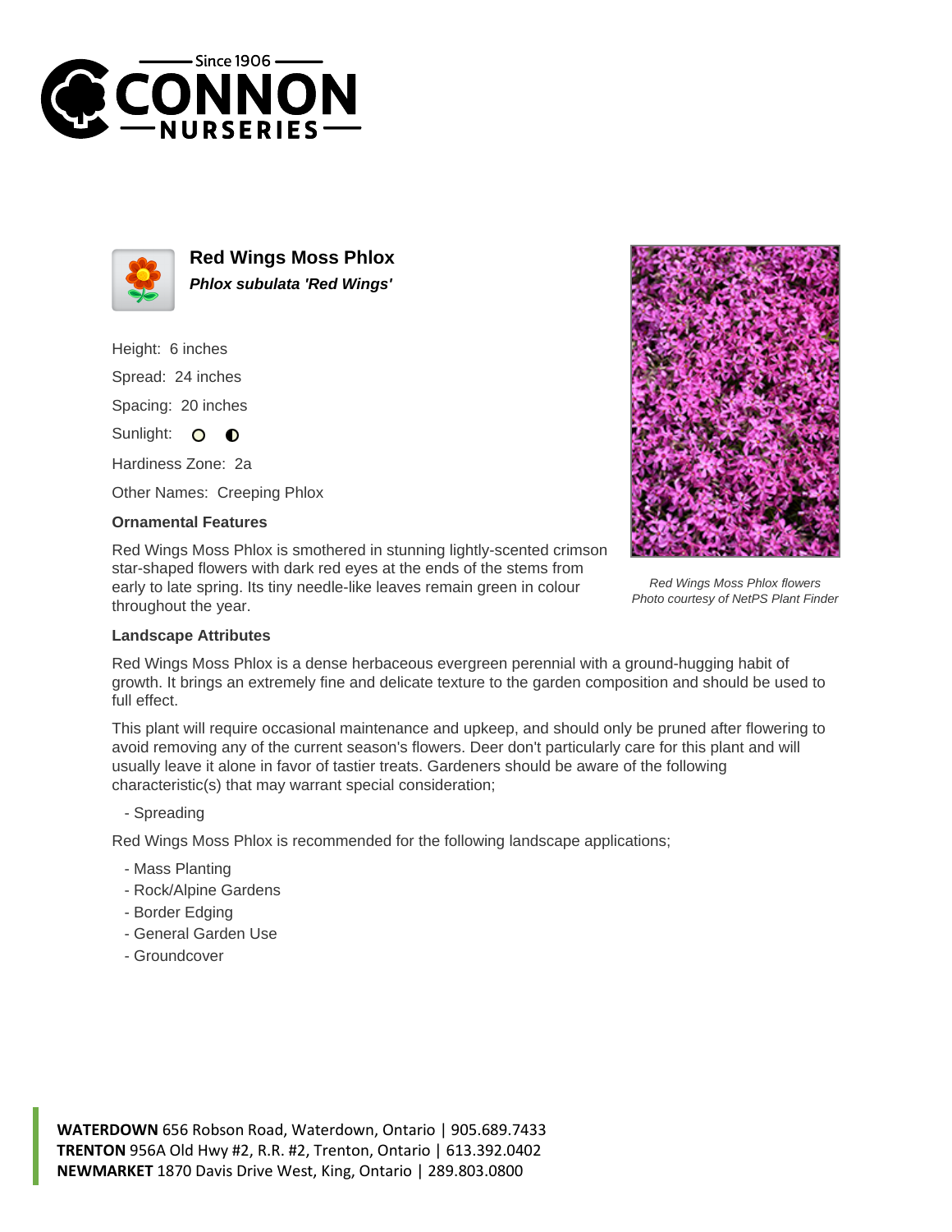# Red Wings Moss Phlox

***Phlox subulata 'Red Wings'***

Height: 6 inches

Spread: 24 inches

Spacing: 20 inches

Sunlight:

Hardiness Zone: 2a

Other Names: Creeping Phlox

### Ornamental Features

Red Wings Moss Phlox is smothered in stunning lightly-scented crimson star-shaped flowers with dark red eyes at the ends of the stems from early to late spring. Its tiny needle-like leaves remain green in colour throughout the year.

*Red Wings Moss Phlox flowers*
*Photo courtesy of NetPS Plant Finder*

### Landscape Attributes

Red Wings Moss Phlox is a dense herbaceous evergreen perennial with a ground-hugging habit of growth. It brings an extremely fine and delicate texture to the garden composition and should be used to full effect.

This plant will require occasional maintenance and upkeep, and should only be pruned after flowering to avoid removing any of the current season's flowers. Deer don't particularly care for this plant and will usually leave it alone in favor of tastier treats. Gardeners should be aware of the following characteristic(s) that may warrant special consideration;

- Spreading

Red Wings Moss Phlox is recommended for the following landscape applications;

- Mass Planting
- Rock/Alpine Gardens
- Border Edging
- General Garden Use
- Groundcover

**WATERDOWN** 656 Robson Road, Waterdown, Ontario | 905.689.7433
**TRENTON** 956A Old Hwy #2, R.R. #2, Trenton, Ontario | 613.392.0402
**NEWMARKET** 1870 Davis Drive West, King, Ontario | 289.803.0800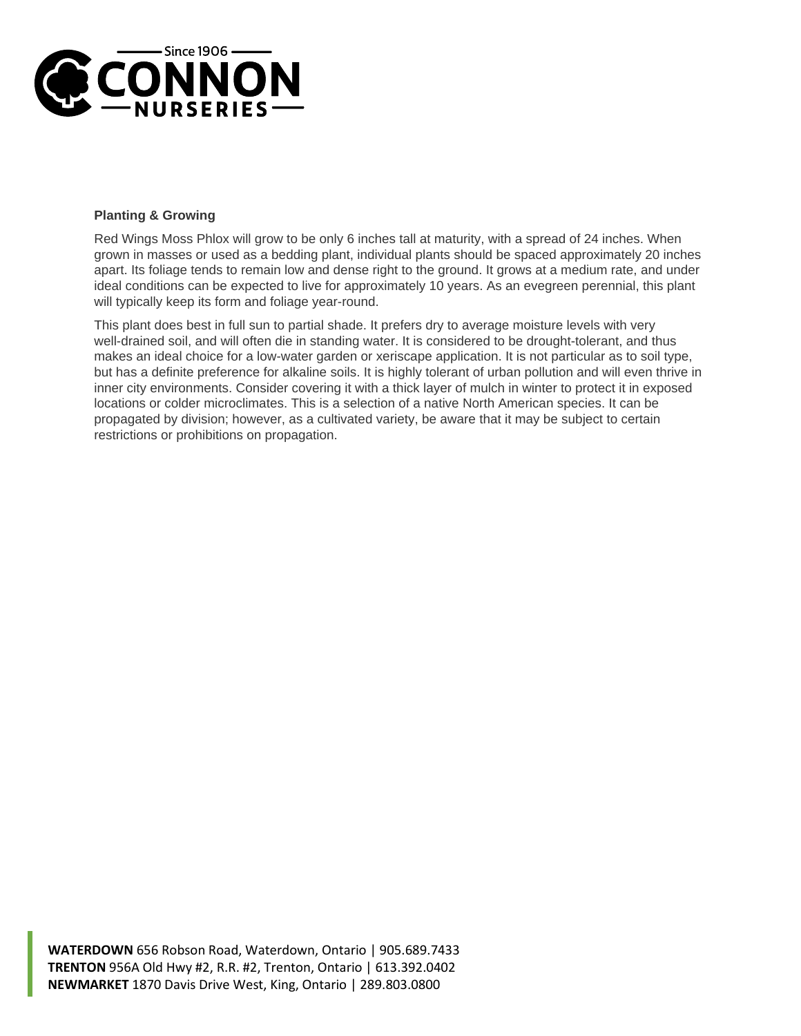### Planting & Growing

Red Wings Moss Phlox will grow to be only 6 inches tall at maturity, with a spread of 24 inches. When grown in masses or used as a bedding plant, individual plants should be spaced approximately 20 inches apart. Its foliage tends to remain low and dense right to the ground. It grows at a medium rate, and under ideal conditions can be expected to live for approximately 10 years. As an evegreen perennial, this plant will typically keep its form and foliage year-round.

This plant does best in full sun to partial shade. It prefers dry to average moisture levels with very well-drained soil, and will often die in standing water. It is considered to be drought-tolerant, and thus makes an ideal choice for a low-water garden or xeriscape application. It is not particular as to soil type, but has a definite preference for alkaline soils. It is highly tolerant of urban pollution and will even thrive in inner city environments. Consider covering it with a thick layer of mulch in winter to protect it in exposed locations or colder microclimates. This is a selection of a native North American species. It can be propagated by division; however, as a cultivated variety, be aware that it may be subject to certain restrictions or prohibitions on propagation.